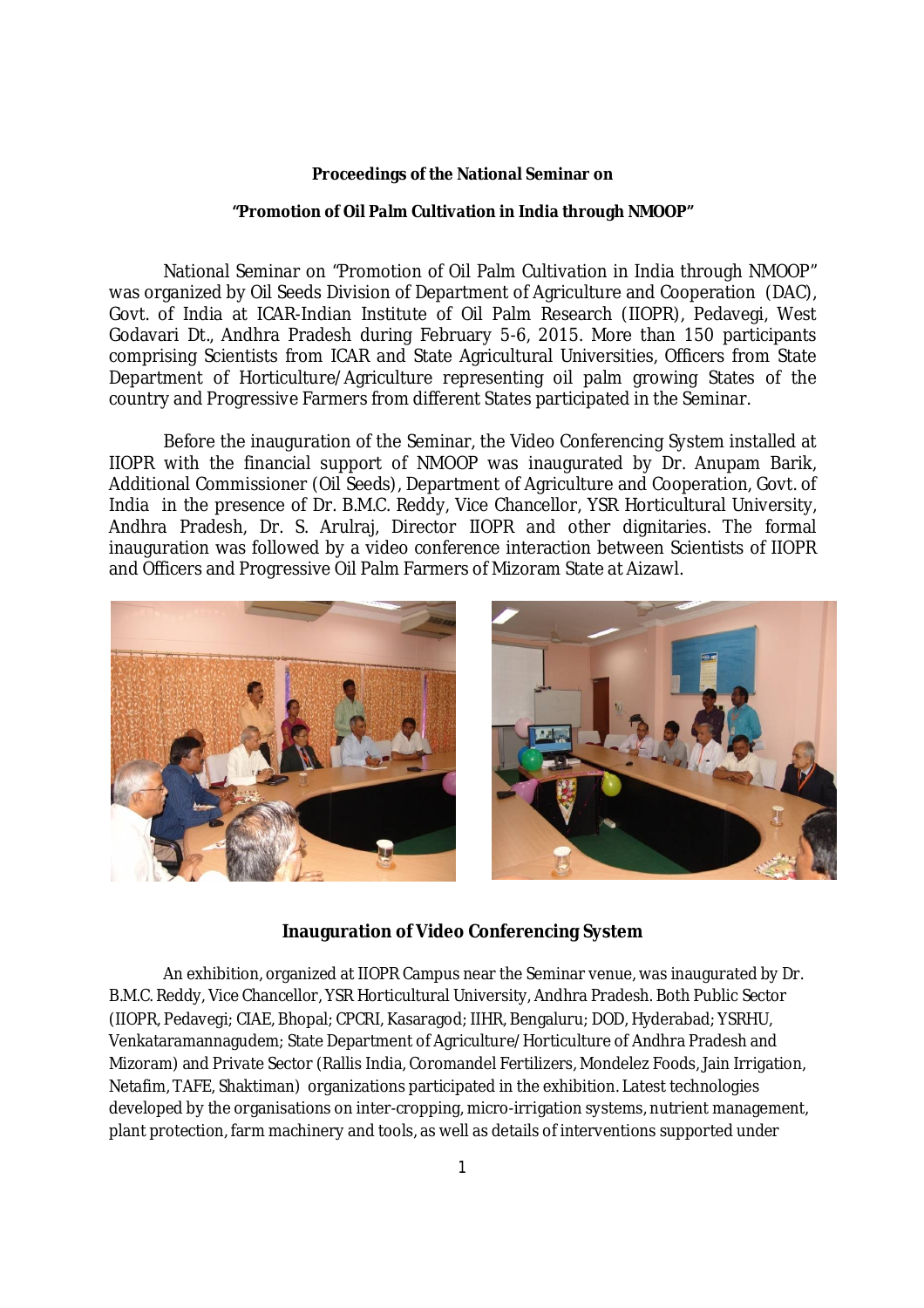**Proceedings of the National Seminar on**

**"Promotion of Oil Palm Cultivation in India through NMOOP"**

National Seminar on "Promotion of Oil Palm Cultivation in India through NMOOP" was organized by Oil Seeds Division of Department of Agriculture and Cooperation (DAC), Govt. of India at ICAR-Indian Institute of Oil Palm Research (IIOPR), Pedavegi, West Godavari Dt., Andhra Pradesh during February 5-6, 2015. More than 150 participants comprising Scientists from ICAR and State Agricultural Universities, Officers from State Department of Horticulture/Agriculture representing oil palm growing States of the country and Progressive Farmers from different States participated in the Seminar.

Before the inauguration of the Seminar, the Video Conferencing System installed at IIOPR with the financial support of NMOOP was inaugurated by Dr. Anupam Barik, Additional Commissioner (Oil Seeds), Department of Agriculture and Cooperation, Govt. of India in the presence of Dr. B.M.C. Reddy, Vice Chancellor, YSR Horticultural University, Andhra Pradesh, Dr. S. Arulraj, Director IIOPR and other dignitaries. The formal inauguration was followed by a video conference interaction between Scientists of IIOPR and Officers and Progressive Oil Palm Farmers of Mizoram State at Aizawl.

**Inauguration of Video Conferencing System**

An exhibition, organized at IIOPR Campus near the Seminar venue, was inaugurated by Dr. B.M.C. Reddy, Vice Chancellor, YSR Horticultural University, Andhra Pradesh. Both Public Sector (IIOPR, Pedavegi; CIAE, Bhopal; CPCRI, Kasaragod; IIHR, Bengaluru; DOD, Hyderabad; YSRHU, Venkataramannagudem; State Department of Agriculture/Horticulture of Andhra Pradesh and Mizoram) and Private Sector (Rallis India, Coromandel Fertilizers, Mondelez Foods, Jain Irrigation, Netafim, TAFE, Shaktiman) organizations participated in the exhibition. Latest technologies developed by the organisations on inter-cropping, micro-irrigation systems, nutrient management, plant protection, farm machinery and tools, as well as details of interventions supported under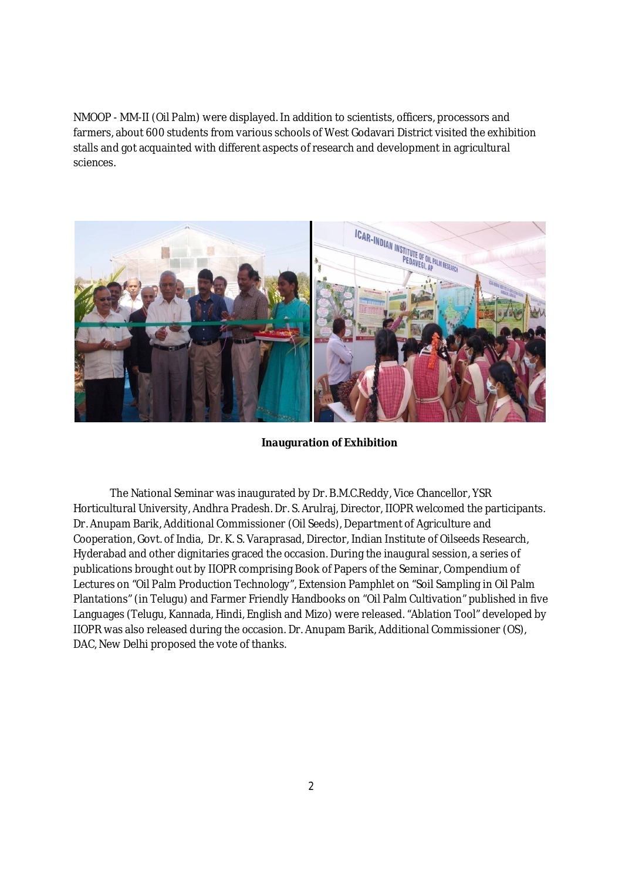NMOOP - MM-II (Oil Palm) were displayed. In addition to scientists, officers, processors and farmers, about 600 students from various schools of West Godavari District visited the exhibition stalls and got acquainted with different aspects of research and development in agricultural sciences.

**Inauguration of Exhibition**

The National Seminar was inaugurated by Dr. B.M.C.Reddy, Vice Chancellor, YSR Horticultural University, Andhra Pradesh. Dr. S. Arulraj, Director, IIOPR welcomed the participants. Dr. Anupam Barik, Additional Commissioner (Oil Seeds), Department of Agriculture and Cooperation, Govt. of India, Dr. K. S. Varaprasad, Director, Indian Institute of Oilseeds Research, Hyderabad and other dignitaries graced the occasion. During the inaugural session, a series of publications brought out by IIOPR comprising Book of Papers of the Seminar, Compendium of Lectures on "Oil Palm Production Technology", Extension Pamphlet on "Soil Sampling in Oil Palm Plantations" (in Telugu) and Farmer Friendly Handbooks on "Oil Palm Cultivation" published in five Languages (Telugu, Kannada, Hindi, English and Mizo) were released. "Ablation Tool" developed by IIOPR was also released during the occasion. Dr. Anupam Barik, Additional Commissioner (OS), DAC, New Delhi proposed the vote of thanks.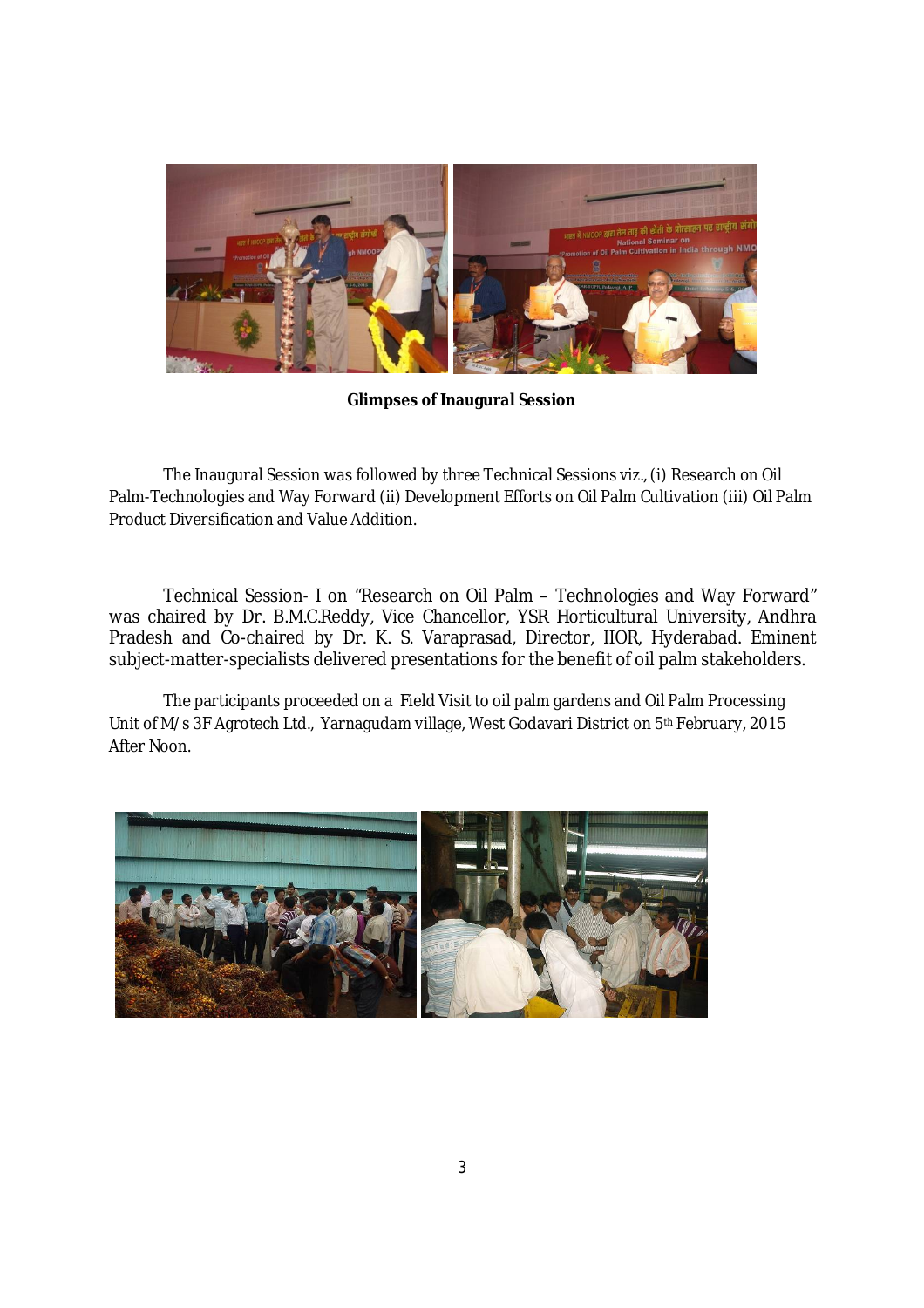**Glimpses of Inaugural Session**

The Inaugural Session was followed by three Technical Sessions viz., (i) Research on Oil Palm-Technologies and Way Forward (ii) Development Efforts on Oil Palm Cultivation (iii) Oil Palm Product Diversification and Value Addition.

Technical Session- I on "Research on Oil Palm – Technologies and Way Forward" was chaired by Dr. B.M.C.Reddy, Vice Chancellor, YSR Horticultural University, Andhra Pradesh and Co-chaired by Dr. K. S. Varaprasad, Director, IIOR, Hyderabad. Eminent subject-matter-specialists delivered presentations for the benefit of oil palm stakeholders.

The participants proceeded on a Field Visit to oil palm gardens and Oil Palm Processing Unit of M/s 3F Agrotech Ltd., Yarnagudam village, West Godavari District on 5th February, 2015 After Noon.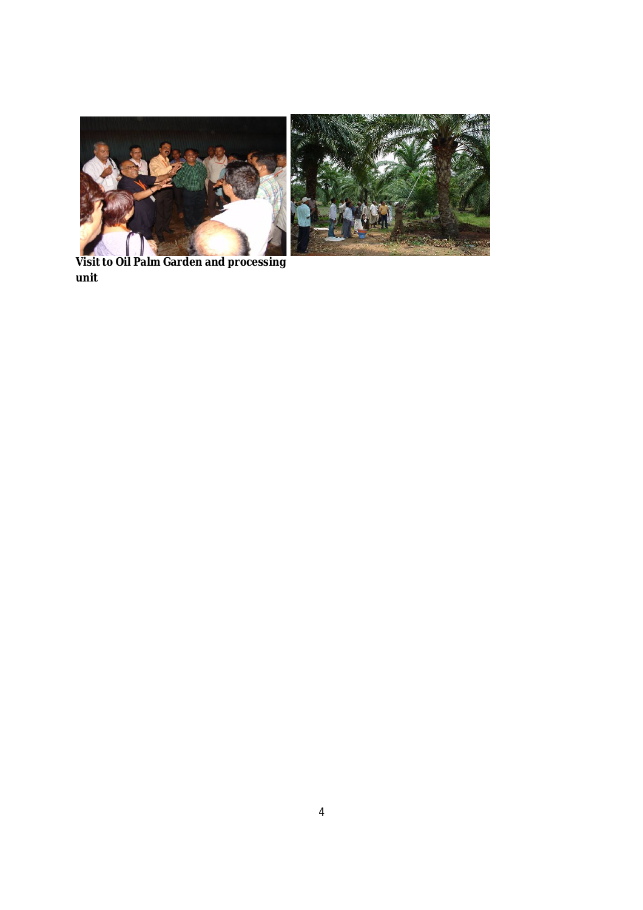**Visit to Oil Palm Garden and processing unit**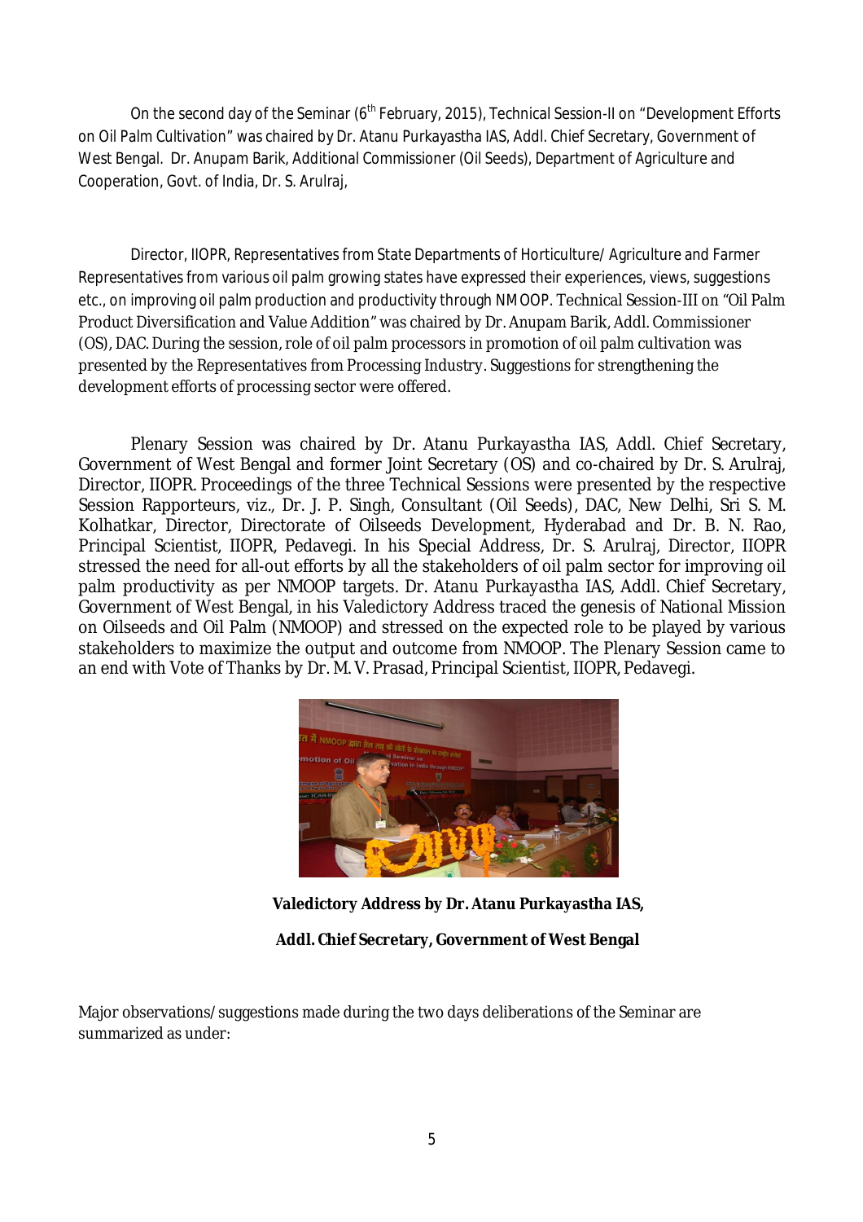On the second day of the Seminar (6th February, 2015), Technical Session-II on "Development Efforts on Oil Palm Cultivation" was chaired by Dr. Atanu Purkayastha IAS, Addl. Chief Secretary, Government of West Bengal. Dr. Anupam Barik, Additional Commissioner (Oil Seeds), Department of Agriculture and Cooperation, Govt. of India, Dr. S. Arulraj,

Director, IIOPR, Representatives from State Departments of Horticulture/ Agriculture and Farmer Representatives from various oil palm growing states have expressed their experiences, views, suggestions etc., on improving oil palm production and productivity through NMOOP. Technical Session-III on "Oil Palm Product Diversification and Value Addition" was chaired by Dr. Anupam Barik, Addl. Commissioner (OS), DAC. During the session, role of oil palm processors in promotion of oil palm cultivation was presented by the Representatives from Processing Industry. Suggestions for strengthening the development efforts of processing sector were offered.

Plenary Session was chaired by Dr. Atanu Purkayastha IAS, Addl. Chief Secretary, Government of West Bengal and former Joint Secretary (OS) and co-chaired by Dr. S. Arulraj, Director, IIOPR. Proceedings of the three Technical Sessions were presented by the respective Session Rapporteurs, viz., Dr. J. P. Singh, Consultant (Oil Seeds), DAC, New Delhi, Sri S. M. Kolhatkar, Director, Directorate of Oilseeds Development, Hyderabad and Dr. B. N. Rao, Principal Scientist, IIOPR, Pedavegi. In his Special Address, Dr. S. Arulraj, Director, IIOPR stressed the need for all-out efforts by all the stakeholders of oil palm sector for improving oil palm productivity as per NMOOP targets. Dr. Atanu Purkayastha IAS, Addl. Chief Secretary, Government of West Bengal, in his Valedictory Address traced the genesis of National Mission on Oilseeds and Oil Palm (NMOOP) and stressed on the expected role to be played by various stakeholders to maximize the output and outcome from NMOOP. The Plenary Session came to an end with Vote of Thanks by Dr. M. V. Prasad, Principal Scientist, IIOPR, Pedavegi.

**Valedictory Address by Dr. Atanu Purkayastha IAS,**

**Addl. Chief Secretary, Government of West Bengal**

Major observations/suggestions made during the two days deliberations of the Seminar are summarized as under: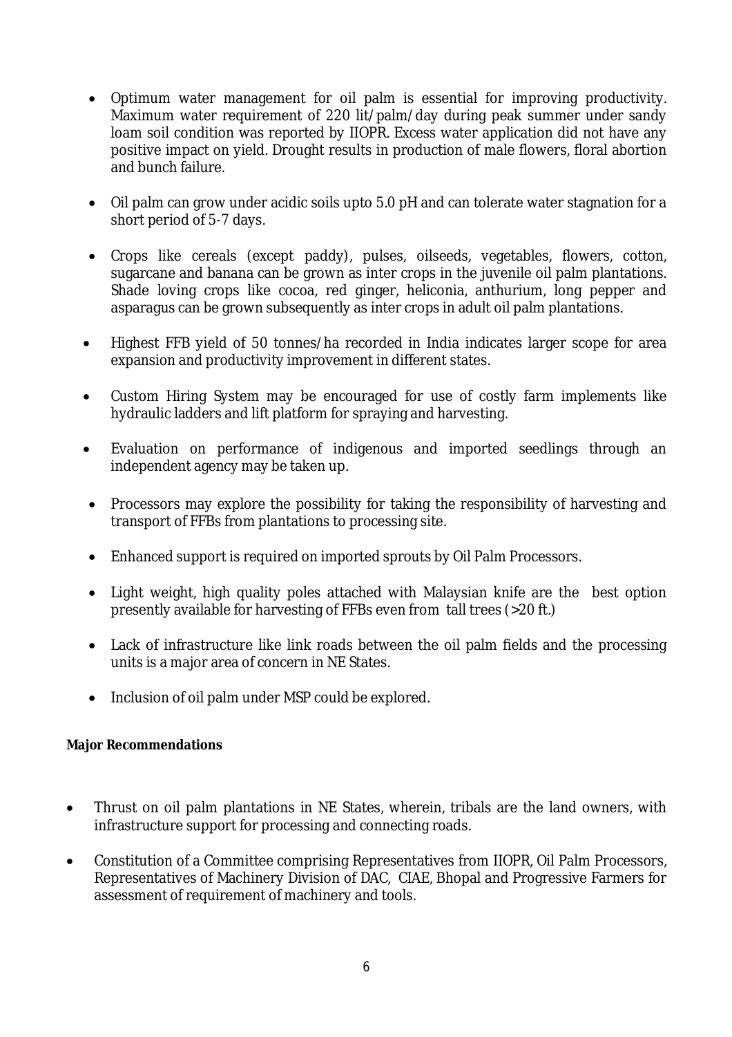- Optimum water management for oil palm is essential for improving productivity. Maximum water requirement of 220 lit/palm/day during peak summer under sandy loam soil condition was reported by IIOPR. Excess water application did not have any positive impact on yield. Drought results in production of male flowers, floral abortion and bunch failure.

- Oil palm can grow under acidic soils upto 5.0 pH and can tolerate water stagnation for a short period of 5-7 days.

- Crops like cereals (except paddy), pulses, oilseeds, vegetables, flowers, cotton, sugarcane and banana can be grown as inter crops in the juvenile oil palm plantations. Shade loving crops like cocoa, red ginger, heliconia, anthurium, long pepper and asparagus can be grown subsequently as inter crops in adult oil palm plantations.

- Highest FFB yield of 50 tonnes/ha recorded in India indicates larger scope for area expansion and productivity improvement in different states.

- Custom Hiring System may be encouraged for use of costly farm implements like hydraulic ladders and lift platform for spraying and harvesting.

- Evaluation on performance of indigenous and imported seedlings through an independent agency may be taken up.

- Processors may explore the possibility for taking the responsibility of harvesting and transport of FFBs from plantations to processing site.

- Enhanced support is required on imported sprouts by Oil Palm Processors.

- Light weight, high quality poles attached with Malaysian knife are the best option presently available for harvesting of FFBs even from tall trees (>20 ft.)

- Lack of infrastructure like link roads between the oil palm fields and the processing units is a major area of concern in NE States.

- Inclusion of oil palm under MSP could be explored.

**Major Recommendations**

- Thrust on oil palm plantations in NE States, wherein, tribals are the land owners, with infrastructure support for processing and connecting roads.

- Constitution of a Committee comprising Representatives from IIOPR, Oil Palm Processors, Representatives of Machinery Division of DAC, CIAE, Bhopal and Progressive Farmers for assessment of requirement of machinery and tools.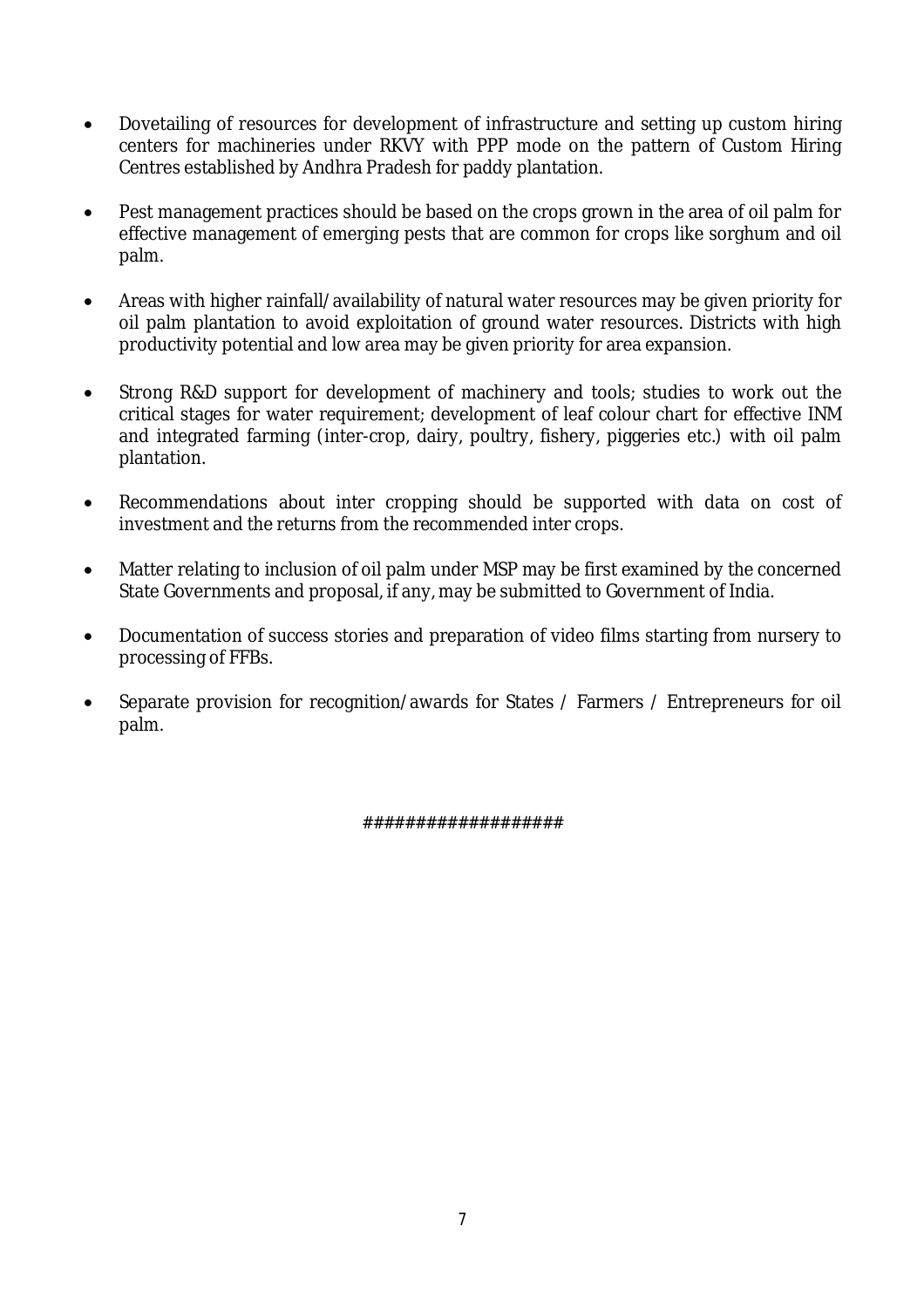- Dovetailing of resources for development of infrastructure and setting up custom hiring centers for machineries under RKVY with PPP mode on the pattern of Custom Hiring Centres established by Andhra Pradesh for paddy plantation.

- Pest management practices should be based on the crops grown in the area of oil palm for effective management of emerging pests that are common for crops like sorghum and oil palm.

- Areas with higher rainfall/availability of natural water resources may be given priority for oil palm plantation to avoid exploitation of ground water resources. Districts with high productivity potential and low area may be given priority for area expansion.

- Strong R&D support for development of machinery and tools; studies to work out the critical stages for water requirement; development of leaf colour chart for effective INM and integrated farming (inter-crop, dairy, poultry, fishery, piggeries etc.) with oil palm plantation.

- Recommendations about inter cropping should be supported with data on cost of investment and the returns from the recommended inter crops.

- Matter relating to inclusion of oil palm under MSP may be first examined by the concerned State Governments and proposal, if any, may be submitted to Government of India.

- Documentation of success stories and preparation of video films starting from nursery to processing of FFBs.

- Separate provision for recognition/awards for States / Farmers / Entrepreneurs for oil palm.

##################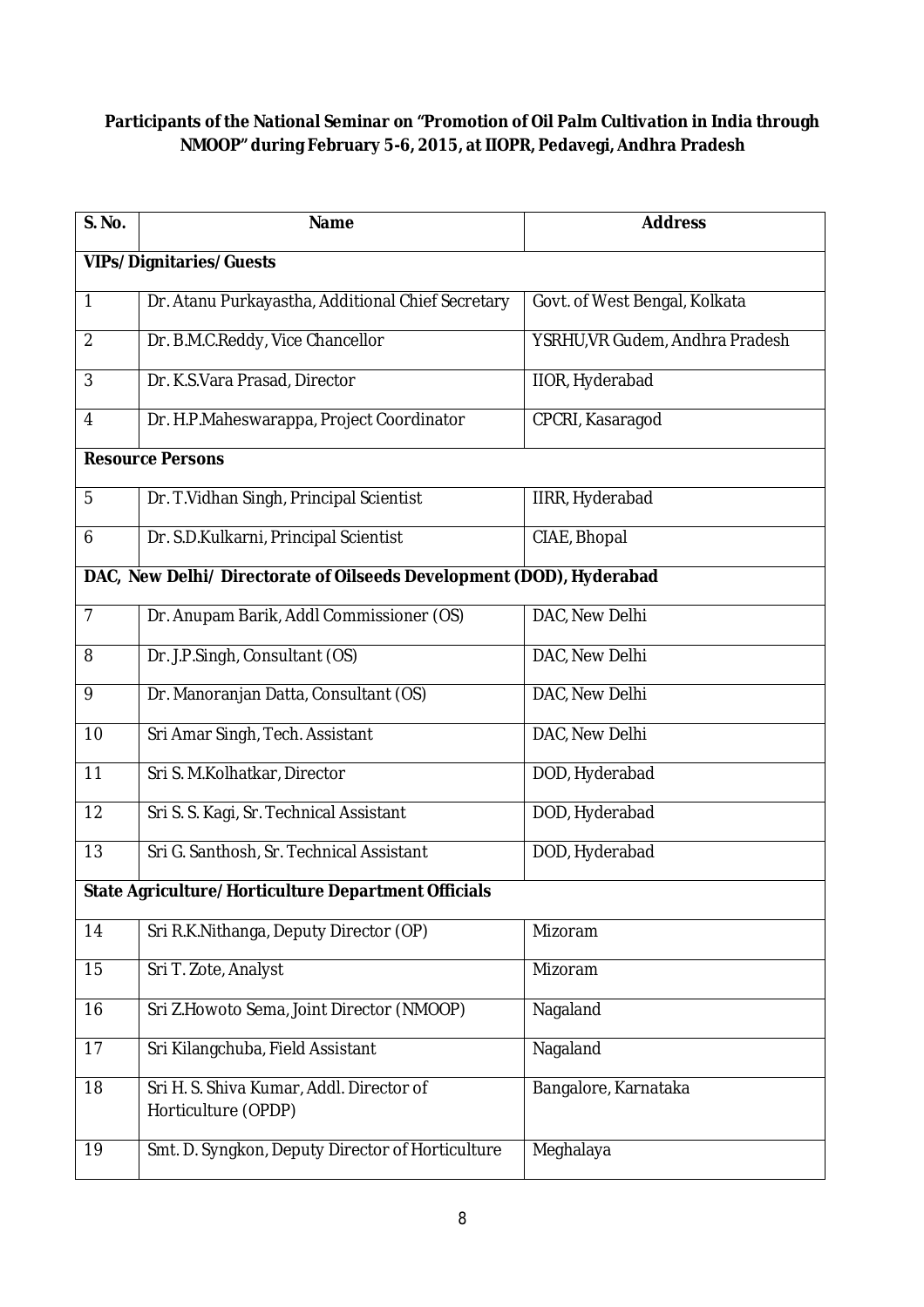**Participants of the National Seminar on "Promotion of Oil Palm Cultivation in India through NMOOP" during February 5-6, 2015, at IIOPR, Pedavegi, Andhra Pradesh**

| S. No. | Name | Address |
|---|---|---|
| **VIPs/Dignitaries/Guests** | | |
| 1 | Dr. Atanu Purkayastha, Additional Chief Secretary | Govt. of West Bengal, Kolkata |
| 2 | Dr. B.M.C.Reddy, Vice Chancellor | YSRHU,VR Gudem, Andhra Pradesh |
| 3 | Dr. K.S.Vara Prasad, Director | IIOR, Hyderabad |
| 4 | Dr. H.P.Maheswarappa, Project Coordinator | CPCRI, Kasaragod |
| **Resource Persons** | | |
| 5 | Dr. T.Vidhan Singh, Principal Scientist | IIRR, Hyderabad |
| 6 | Dr. S.D.Kulkarni, Principal Scientist | CIAE, Bhopal |
| **DAC, New Delhi/ Directorate of Oilseeds Development (DOD), Hyderabad** | | |
| 7 | Dr. Anupam Barik, Addl Commissioner (OS) | DAC, New Delhi |
| 8 | Dr. J.P.Singh, Consultant (OS) | DAC, New Delhi |
| 9 | Dr. Manoranjan Datta, Consultant (OS) | DAC, New Delhi |
| 10 | Sri Amar Singh, Tech. Assistant | DAC, New Delhi |
| 11 | Sri S. M.Kolhatkar, Director | DOD, Hyderabad |
| 12 | Sri S. S. Kagi, Sr. Technical Assistant | DOD, Hyderabad |
| 13 | Sri G. Santhosh, Sr. Technical Assistant | DOD, Hyderabad |
| **State Agriculture/Horticulture Department Officials** | | |
| 14 | Sri R.K.Nithanga, Deputy Director (OP) | Mizoram |
| 15 | Sri T. Zote, Analyst | Mizoram |
| 16 | Sri Z.Howoto Sema, Joint Director (NMOOP) | Nagaland |
| 17 | Sri Kilangchuba, Field Assistant | Nagaland |
| 18 | Sri H. S. Shiva Kumar, Addl. Director of Horticulture (OPDP) | Bangalore, Karnataka |
| 19 | Smt. D. Syngkon, Deputy Director of Horticulture | Meghalaya |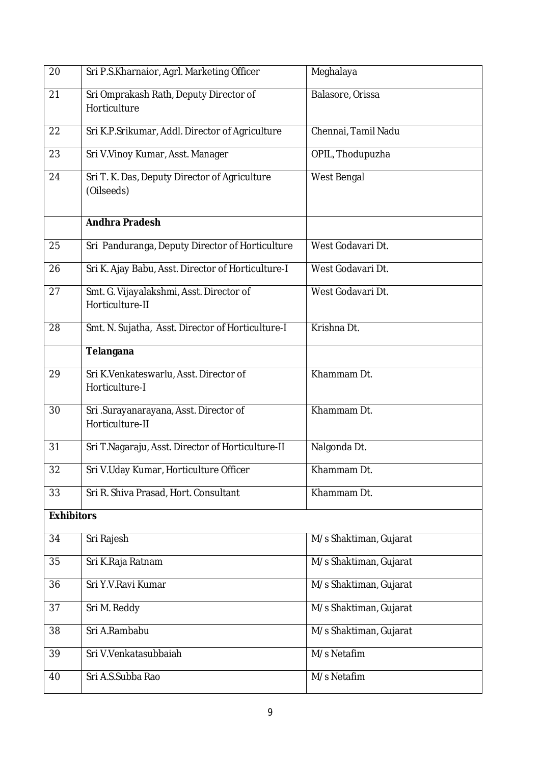| | | |
|---|---|---|
| 20 | Sri P.S.Kharnaior, Agrl. Marketing Officer | Meghalaya |
| 21 | Sri Omprakash Rath, Deputy Director of Horticulture | Balasore, Orissa |
| 22 | Sri K.P.Srikumar, Addl. Director of Agriculture | Chennai, Tamil Nadu |
| 23 | Sri V.Vinoy Kumar, Asst. Manager | OPIL, Thodupuzha |
| 24 | Sri T. K. Das, Deputy Director of Agriculture (Oilseeds) | West Bengal |
| | **Andhra Pradesh** | |
| 25 | Sri Panduranga, Deputy Director of Horticulture | West Godavari Dt. |
| 26 | Sri K. Ajay Babu, Asst. Director of Horticulture-I | West Godavari Dt. |
| 27 | Smt. G. Vijayalakshmi, Asst. Director of Horticulture-II | West Godavari Dt. |
| 28 | Smt. N. Sujatha, Asst. Director of Horticulture-I | Krishna Dt. |
| | **Telangana** | |
| 29 | Sri K.Venkateswarlu, Asst. Director of Horticulture-I | Khammam Dt. |
| 30 | Sri .Surayanarayana, Asst. Director of Horticulture-II | Khammam Dt. |
| 31 | Sri T.Nagaraju, Asst. Director of Horticulture-II | Nalgonda Dt. |
| 32 | Sri V.Uday Kumar, Horticulture Officer | Khammam Dt. |
| 33 | Sri R. Shiva Prasad, Hort. Consultant | Khammam Dt. |
| **Exhibitors** | | |
| 34 | Sri Rajesh | M/s Shaktiman, Gujarat |
| 35 | Sri K.Raja Ratnam | M/s Shaktiman, Gujarat |
| 36 | Sri Y.V.Ravi Kumar | M/s Shaktiman, Gujarat |
| 37 | Sri M. Reddy | M/s Shaktiman, Gujarat |
| 38 | Sri A.Rambabu | M/s Shaktiman, Gujarat |
| 39 | Sri V.Venkatasubbaiah | M/s Netafim |
| 40 | Sri A.S.Subba Rao | M/s Netafim |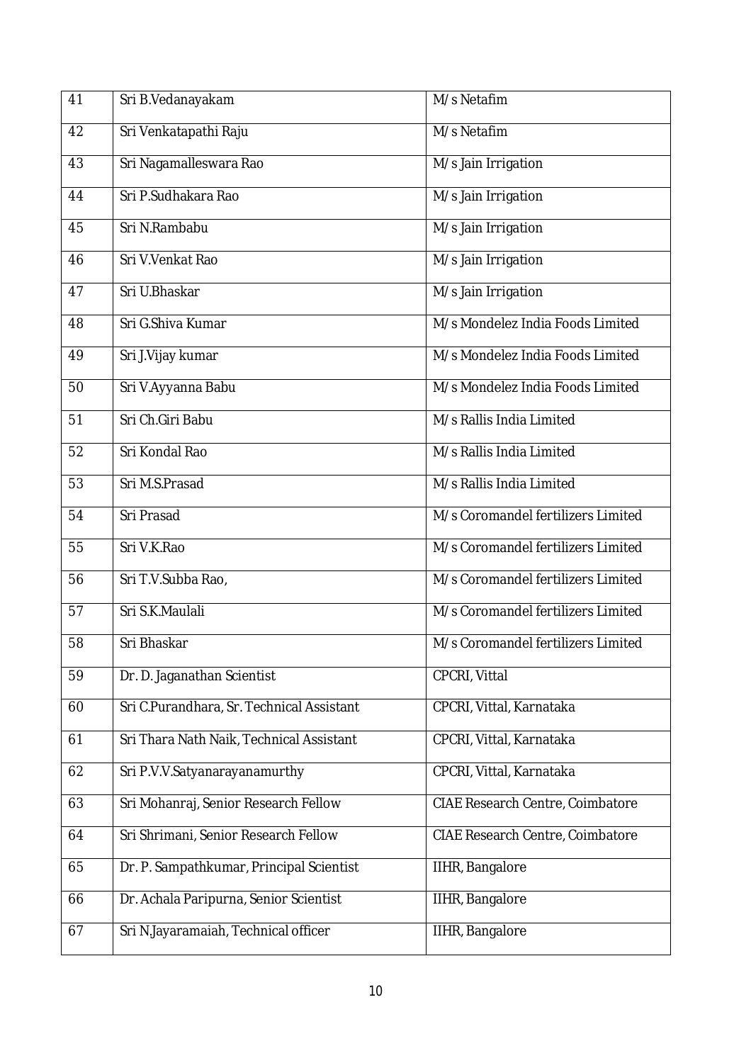| 41 | Sri B.Vedanayakam | M/s Netafim |
|---|---|---|
| 42 | Sri Venkatapathi Raju | M/s Netafim |
| 43 | Sri Nagamalleswara Rao | M/s Jain Irrigation |
| 44 | Sri P.Sudhakara Rao | M/s Jain Irrigation |
| 45 | Sri N.Rambabu | M/s Jain Irrigation |
| 46 | Sri V.Venkat Rao | M/s Jain Irrigation |
| 47 | Sri U.Bhaskar | M/s Jain Irrigation |
| 48 | Sri G.Shiva Kumar | M/s Mondelez India Foods Limited |
| 49 | Sri J.Vijay kumar | M/s Mondelez India Foods Limited |
| 50 | Sri V.Ayyanna Babu | M/s Mondelez India Foods Limited |
| 51 | Sri Ch.Giri Babu | M/s Rallis India Limited |
| 52 | Sri Kondal Rao | M/s Rallis India Limited |
| 53 | Sri M.S.Prasad | M/s Rallis India Limited |
| 54 | Sri Prasad | M/s Coromandel fertilizers Limited |
| 55 | Sri V.K.Rao | M/s Coromandel fertilizers Limited |
| 56 | Sri T.V.Subba Rao, | M/s Coromandel fertilizers Limited |
| 57 | Sri S.K.Maulali | M/s Coromandel fertilizers Limited |
| 58 | Sri Bhaskar | M/s Coromandel fertilizers Limited |
| 59 | Dr. D. Jaganathan Scientist | CPCRI, Vittal |
| 60 | Sri C.Purandhara, Sr. Technical Assistant | CPCRI, Vittal, Karnataka |
| 61 | Sri Thara Nath Naik, Technical Assistant | CPCRI, Vittal, Karnataka |
| 62 | Sri P.V.V.Satyanarayanamurthy | CPCRI, Vittal, Karnataka |
| 63 | Sri Mohanraj, Senior Research Fellow | CIAE Research Centre, Coimbatore |
| 64 | Sri Shrimani, Senior Research Fellow | CIAE Research Centre, Coimbatore |
| 65 | Dr. P. Sampathkumar, Principal Scientist | IIHR, Bangalore |
| 66 | Dr. Achala Paripurna, Senior Scientist | IIHR, Bangalore |
| 67 | Sri N.Jayaramaiah, Technical officer | IIHR, Bangalore |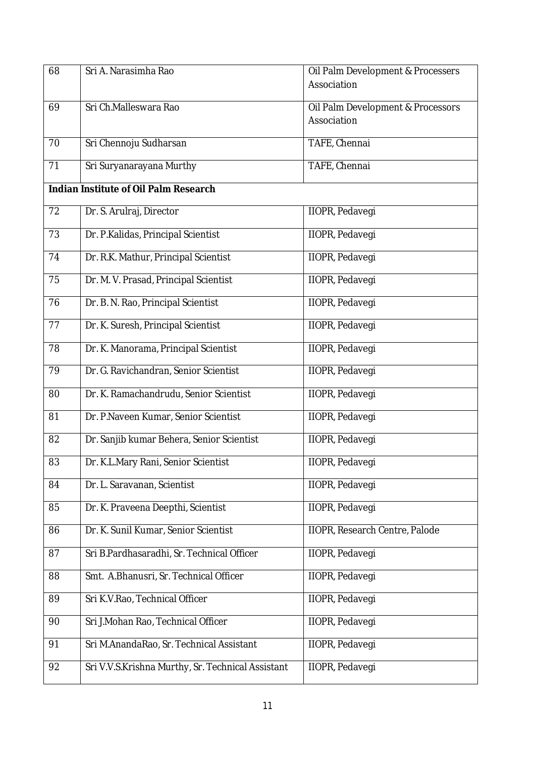| | | |
|---|---|---|
| 68 | Sri A. Narasimha Rao | Oil Palm Development & Processers Association |
| 69 | Sri Ch.Malleswara Rao | Oil Palm Development & Processors Association |
| 70 | Sri Chennoju Sudharsan | TAFE, Chennai |
| 71 | Sri Suryanarayana Murthy | TAFE, Chennai |
| **Indian Institute of Oil Palm Research** | | |
| 72 | Dr. S. Arulraj, Director | IIOPR, Pedavegi |
| 73 | Dr. P.Kalidas, Principal Scientist | IIOPR, Pedavegi |
| 74 | Dr. R.K. Mathur, Principal Scientist | IIOPR, Pedavegi |
| 75 | Dr. M. V. Prasad, Principal Scientist | IIOPR, Pedavegi |
| 76 | Dr. B. N. Rao, Principal Scientist | IIOPR, Pedavegi |
| 77 | Dr. K. Suresh, Principal Scientist | IIOPR, Pedavegi |
| 78 | Dr. K. Manorama, Principal Scientist | IIOPR, Pedavegi |
| 79 | Dr. G. Ravichandran, Senior Scientist | IIOPR, Pedavegi |
| 80 | Dr. K. Ramachandrudu, Senior Scientist | IIOPR, Pedavegi |
| 81 | Dr. P.Naveen Kumar, Senior Scientist | IIOPR, Pedavegi |
| 82 | Dr. Sanjib kumar Behera, Senior Scientist | IIOPR, Pedavegi |
| 83 | Dr. K.L.Mary Rani, Senior Scientist | IIOPR, Pedavegi |
| 84 | Dr. L. Saravanan, Scientist | IIOPR, Pedavegi |
| 85 | Dr. K. Praveena Deepthi, Scientist | IIOPR, Pedavegi |
| 86 | Dr. K. Sunil Kumar, Senior Scientist | IIOPR, Research Centre, Palode |
| 87 | Sri B.Pardhasaradhi, Sr. Technical Officer | IIOPR, Pedavegi |
| 88 | Smt. A.Bhanusri, Sr. Technical Officer | IIOPR, Pedavegi |
| 89 | Sri K.V.Rao, Technical Officer | IIOPR, Pedavegi |
| 90 | Sri J.Mohan Rao, Technical Officer | IIOPR, Pedavegi |
| 91 | Sri M.AnandaRao, Sr. Technical Assistant | IIOPR, Pedavegi |
| 92 | Sri V.V.S.Krishna Murthy, Sr. Technical Assistant | IIOPR, Pedavegi |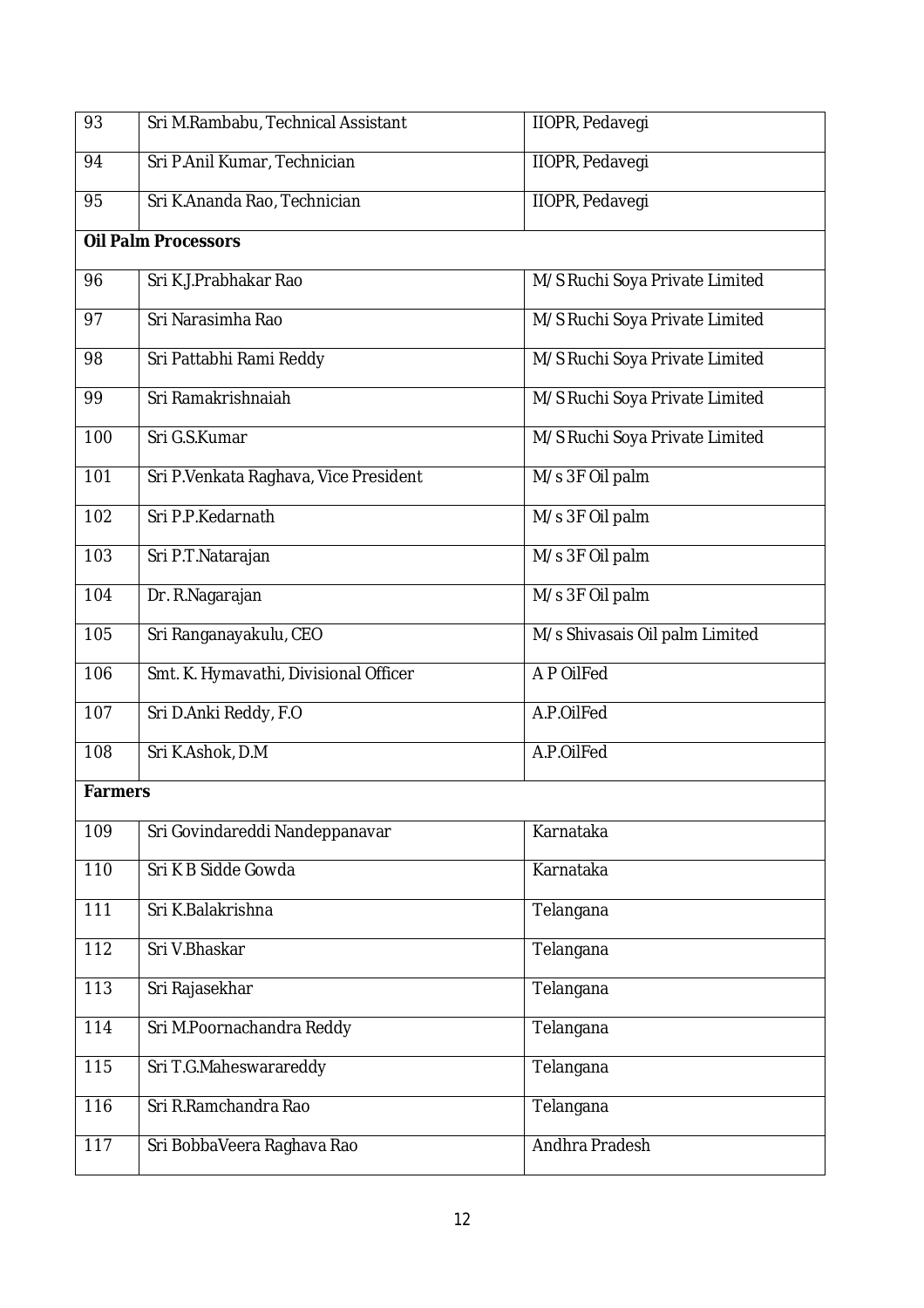| | | |
|---|---|---|
| 93 | Sri M.Rambabu, Technical Assistant | IIOPR, Pedavegi |
| 94 | Sri P.Anil Kumar, Technician | IIOPR, Pedavegi |
| 95 | Sri K.Ananda Rao, Technician | IIOPR, Pedavegi |
| **Oil Palm Processors** | | |
| 96 | Sri K.J.Prabhakar Rao | M/S Ruchi Soya Private Limited |
| 97 | Sri Narasimha Rao | M/S Ruchi Soya Private Limited |
| 98 | Sri Pattabhi Rami Reddy | M/S Ruchi Soya Private Limited |
| 99 | Sri Ramakrishnaiah | M/S Ruchi Soya Private Limited |
| 100 | Sri G.S.Kumar | M/S Ruchi Soya Private Limited |
| 101 | Sri P.Venkata Raghava, Vice President | M/s 3F Oil palm |
| 102 | Sri P.P.Kedarnath | M/s 3F Oil palm |
| 103 | Sri P.T.Natarajan | M/s 3F Oil palm |
| 104 | Dr. R.Nagarajan | M/s 3F Oil palm |
| 105 | Sri Ranganayakulu, CEO | M/s Shivasais Oil palm Limited |
| 106 | Smt. K. Hymavathi, Divisional Officer | A P OilFed |
| 107 | Sri D.Anki Reddy, F.O | A.P.OilFed |
| 108 | Sri K.Ashok, D.M | A.P.OilFed |
| **Farmers** | | |
| 109 | Sri Govindareddi Nandeppanavar | Karnataka |
| 110 | Sri K B Sidde Gowda | Karnataka |
| 111 | Sri K.Balakrishna | Telangana |
| 112 | Sri V.Bhaskar | Telangana |
| 113 | Sri Rajasekhar | Telangana |
| 114 | Sri M.Poornachandra Reddy | Telangana |
| 115 | Sri T.G.Maheswarareddy | Telangana |
| 116 | Sri R.Ramchandra Rao | Telangana |
| 117 | Sri BobbaVeera Raghava Rao | Andhra Pradesh |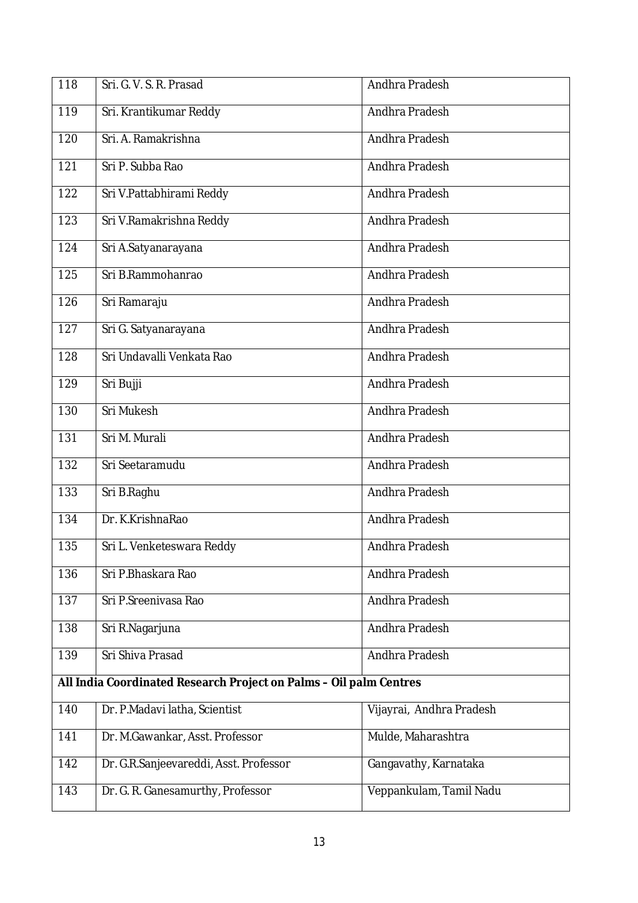| | | |
|---|---|---|
| 118 | Sri. G. V. S. R. Prasad | Andhra Pradesh |
| 119 | Sri. Krantikumar Reddy | Andhra Pradesh |
| 120 | Sri. A. Ramakrishna | Andhra Pradesh |
| 121 | Sri P. Subba Rao | Andhra Pradesh |
| 122 | Sri V.Pattabhirami Reddy | Andhra Pradesh |
| 123 | Sri V.Ramakrishna Reddy | Andhra Pradesh |
| 124 | Sri A.Satyanarayana | Andhra Pradesh |
| 125 | Sri B.Rammohanrao | Andhra Pradesh |
| 126 | Sri Ramaraju | Andhra Pradesh |
| 127 | Sri G. Satyanarayana | Andhra Pradesh |
| 128 | Sri Undavalli Venkata Rao | Andhra Pradesh |
| 129 | Sri Bujji | Andhra Pradesh |
| 130 | Sri Mukesh | Andhra Pradesh |
| 131 | Sri M. Murali | Andhra Pradesh |
| 132 | Sri Seetaramudu | Andhra Pradesh |
| 133 | Sri B.Raghu | Andhra Pradesh |
| 134 | Dr. K.KrishnaRao | Andhra Pradesh |
| 135 | Sri L. Venketeswara Reddy | Andhra Pradesh |
| 136 | Sri P.Bhaskara Rao | Andhra Pradesh |
| 137 | Sri P.Sreenivasa Rao | Andhra Pradesh |
| 138 | Sri R.Nagarjuna | Andhra Pradesh |
| 139 | Sri Shiva Prasad | Andhra Pradesh |
| **All India Coordinated Research Project on Palms – Oil palm Centres** | | |
| 140 | Dr. P.Madavi latha, Scientist | Vijayrai, Andhra Pradesh |
| 141 | Dr. M.Gawankar, Asst. Professor | Mulde, Maharashtra |
| 142 | Dr. G.R.Sanjeevareddi, Asst. Professor | Gangavathy, Karnataka |
| 143 | Dr. G. R. Ganesamurthy, Professor | Veppankulam, Tamil Nadu |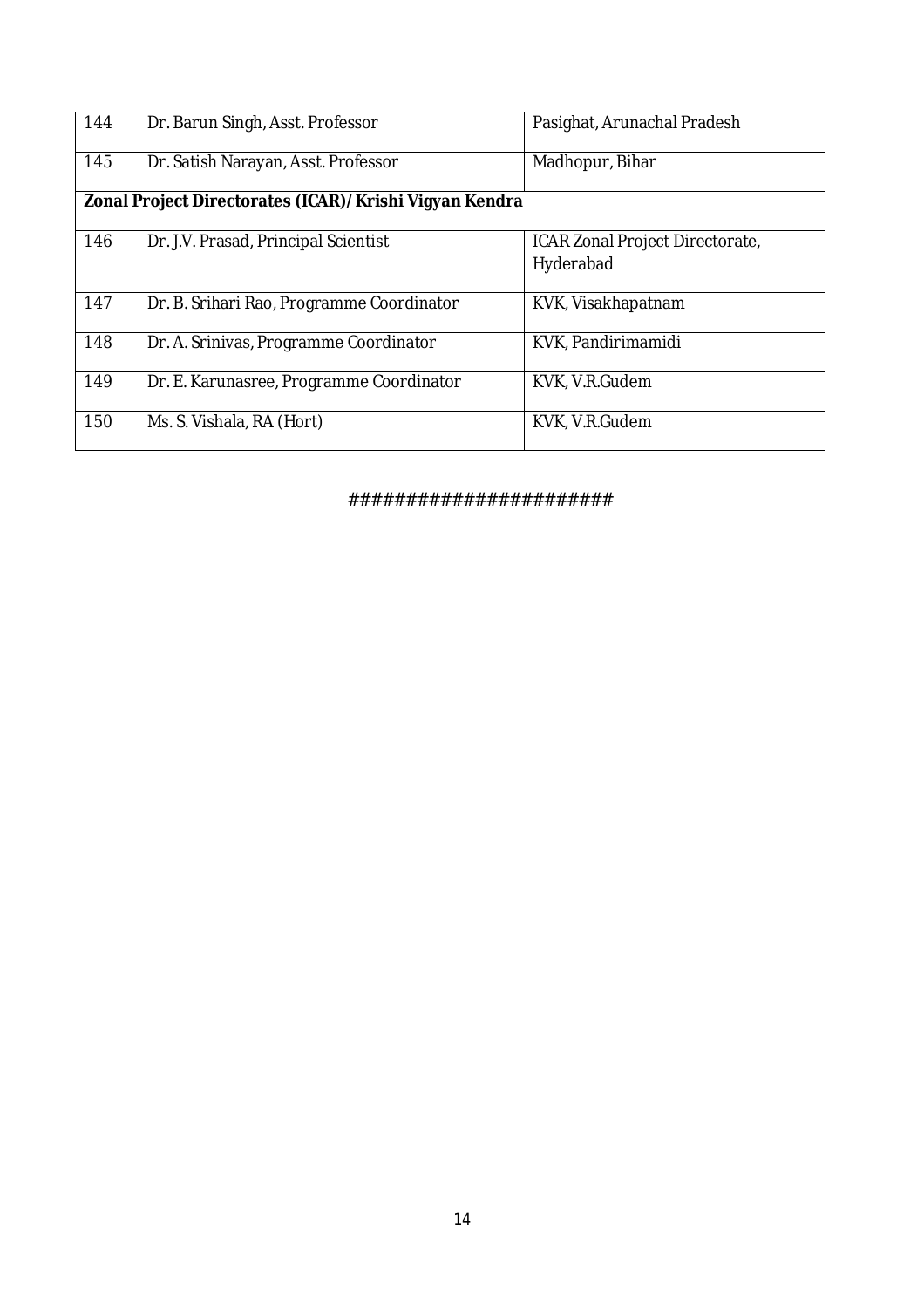| | | |
|---|---|---|
| 144 | Dr. Barun Singh, Asst. Professor | Pasighat, Arunachal Pradesh |
| 145 | Dr. Satish Narayan, Asst. Professor | Madhopur, Bihar |
| **Zonal Project Directorates (ICAR)/ Krishi Vigyan Kendra** | | |
| 146 | Dr. J.V. Prasad, Principal Scientist | ICAR Zonal Project Directorate, Hyderabad |
| 147 | Dr. B. Srihari Rao, Programme Coordinator | KVK, Visakhapatnam |
| 148 | Dr. A. Srinivas, Programme Coordinator | KVK, Pandirimamidi |
| 149 | Dr. E. Karunasree, Programme Coordinator | KVK, V.R.Gudem |
| 150 | Ms. S. Vishala, RA (Hort) | KVK, V.R.Gudem |

######################